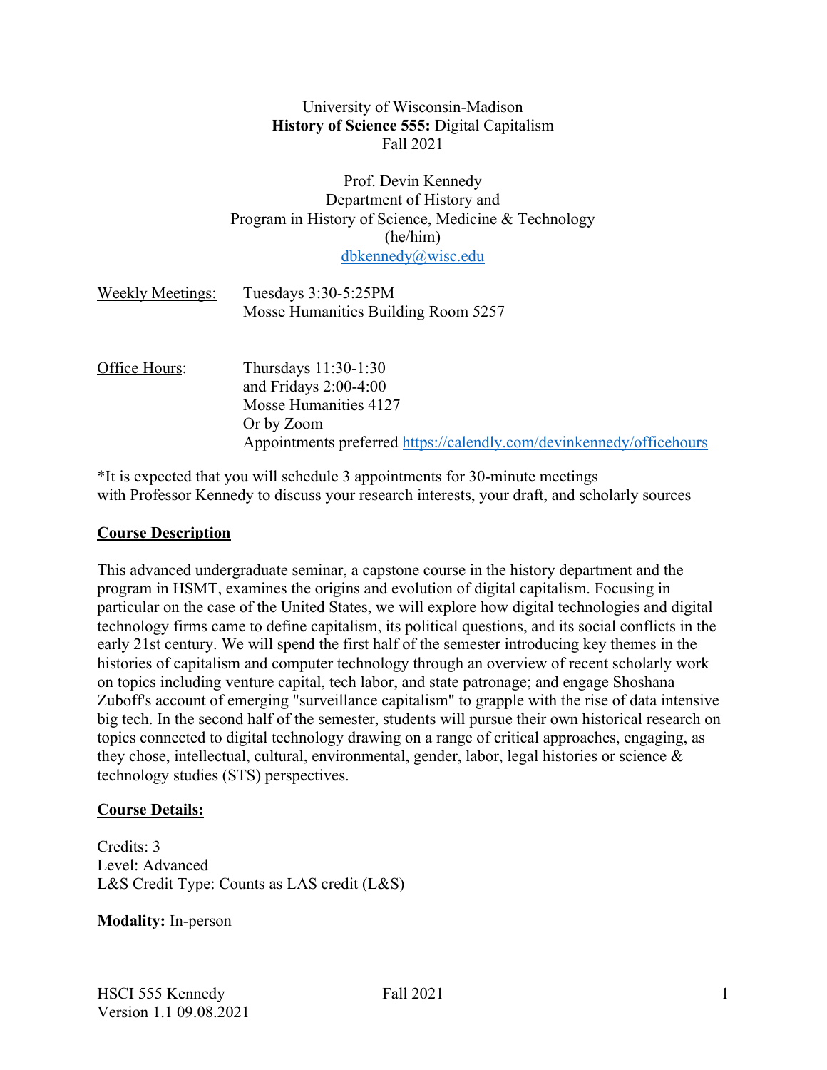University of Wisconsin-Madison
**History of Science 555:** Digital Capitalism
Fall 2021

Prof. Devin Kennedy
Department of History and
Program in History of Science, Medicine & Technology
(he/him)
dbkennedy@wisc.edu

| | |
|---|---|
| Weekly Meetings: | Tuesdays 3:30-5:25PM<br>Mosse Humanities Building Room 5257 |
| Office Hours: | Thursdays 11:30-1:30<br>and Fridays 2:00-4:00<br>Mosse Humanities 4127<br>Or by Zoom<br>Appointments preferred https://calendly.com/devinkennedy/officehours |

*It is expected that you will schedule 3 appointments for 30-minute meetings with Professor Kennedy to discuss your research interests, your draft, and scholarly sources

## Course Description

This advanced undergraduate seminar, a capstone course in the history department and the program in HSMT, examines the origins and evolution of digital capitalism. Focusing in particular on the case of the United States, we will explore how digital technologies and digital technology firms came to define capitalism, its political questions, and its social conflicts in the early 21st century. We will spend the first half of the semester introducing key themes in the histories of capitalism and computer technology through an overview of recent scholarly work on topics including venture capital, tech labor, and state patronage; and engage Shoshana Zuboff's account of emerging "surveillance capitalism" to grapple with the rise of data intensive big tech. In the second half of the semester, students will pursue their own historical research on topics connected to digital technology drawing on a range of critical approaches, engaging, as they chose, intellectual, cultural, environmental, gender, labor, legal histories or science & technology studies (STS) perspectives.

## Course Details:

Credits: 3
Level: Advanced
L&S Credit Type: Counts as LAS credit (L&S)

**Modality:** In-person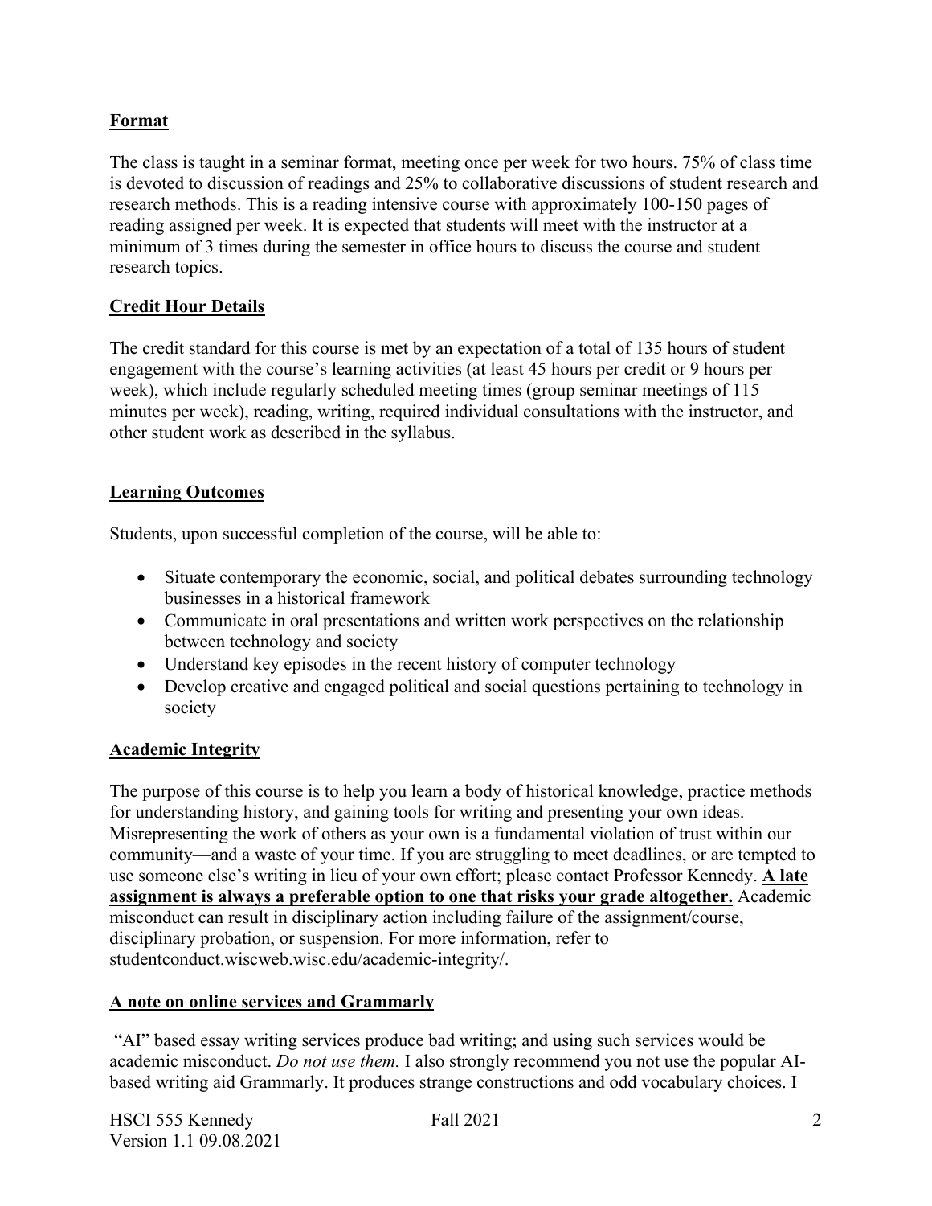## Format

The class is taught in a seminar format, meeting once per week for two hours. 75% of class time is devoted to discussion of readings and 25% to collaborative discussions of student research and research methods. This is a reading intensive course with approximately 100-150 pages of reading assigned per week. It is expected that students will meet with the instructor at a minimum of 3 times during the semester in office hours to discuss the course and student research topics.

## Credit Hour Details

The credit standard for this course is met by an expectation of a total of 135 hours of student engagement with the course's learning activities (at least 45 hours per credit or 9 hours per week), which include regularly scheduled meeting times (group seminar meetings of 115 minutes per week), reading, writing, required individual consultations with the instructor, and other student work as described in the syllabus.

## Learning Outcomes

Students, upon successful completion of the course, will be able to:

- Situate contemporary the economic, social, and political debates surrounding technology businesses in a historical framework
- Communicate in oral presentations and written work perspectives on the relationship between technology and society
- Understand key episodes in the recent history of computer technology
- Develop creative and engaged political and social questions pertaining to technology in society

## Academic Integrity

The purpose of this course is to help you learn a body of historical knowledge, practice methods for understanding history, and gaining tools for writing and presenting your own ideas. Misrepresenting the work of others as your own is a fundamental violation of trust within our community—and a waste of your time. If you are struggling to meet deadlines, or are tempted to use someone else's writing in lieu of your own effort; please contact Professor Kennedy. **A late assignment is always a preferable option to one that risks your grade altogether.** Academic misconduct can result in disciplinary action including failure of the assignment/course, disciplinary probation, or suspension. For more information, refer to studentconduct.wiscweb.wisc.edu/academic-integrity/.

## A note on online services and Grammarly

"AI" based essay writing services produce bad writing; and using such services would be academic misconduct. *Do not use them.* I also strongly recommend you not use the popular AI-based writing aid Grammarly. It produces strange constructions and odd vocabulary choices. I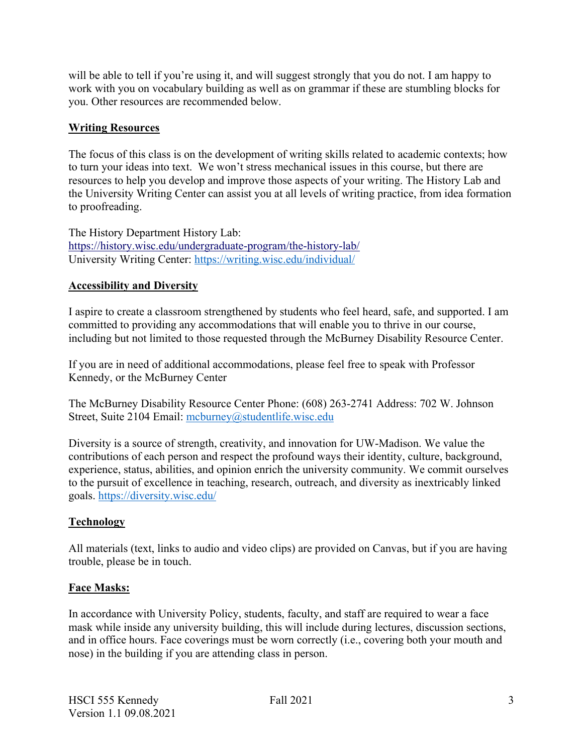will be able to tell if you're using it, and will suggest strongly that you do not. I am happy to work with you on vocabulary building as well as on grammar if these are stumbling blocks for you. Other resources are recommended below.

## Writing Resources

The focus of this class is on the development of writing skills related to academic contexts; how to turn your ideas into text. We won't stress mechanical issues in this course, but there are resources to help you develop and improve those aspects of your writing. The History Lab and the University Writing Center can assist you at all levels of writing practice, from idea formation to proofreading.

The History Department History Lab: https://history.wisc.edu/undergraduate-program/the-history-lab/
University Writing Center: https://writing.wisc.edu/individual/

## Accessibility and Diversity

I aspire to create a classroom strengthened by students who feel heard, safe, and supported. I am committed to providing any accommodations that will enable you to thrive in our course, including but not limited to those requested through the McBurney Disability Resource Center.

If you are in need of additional accommodations, please feel free to speak with Professor Kennedy, or the McBurney Center

The McBurney Disability Resource Center Phone: (608) 263-2741 Address: 702 W. Johnson Street, Suite 2104 Email: mcburney@studentlife.wisc.edu

Diversity is a source of strength, creativity, and innovation for UW-Madison. We value the contributions of each person and respect the profound ways their identity, culture, background, experience, status, abilities, and opinion enrich the university community. We commit ourselves to the pursuit of excellence in teaching, research, outreach, and diversity as inextricably linked goals. https://diversity.wisc.edu/

## Technology

All materials (text, links to audio and video clips) are provided on Canvas, but if you are having trouble, please be in touch.

## Face Masks:

In accordance with University Policy, students, faculty, and staff are required to wear a face mask while inside any university building, this will include during lectures, discussion sections, and in office hours. Face coverings must be worn correctly (i.e., covering both your mouth and nose) in the building if you are attending class in person.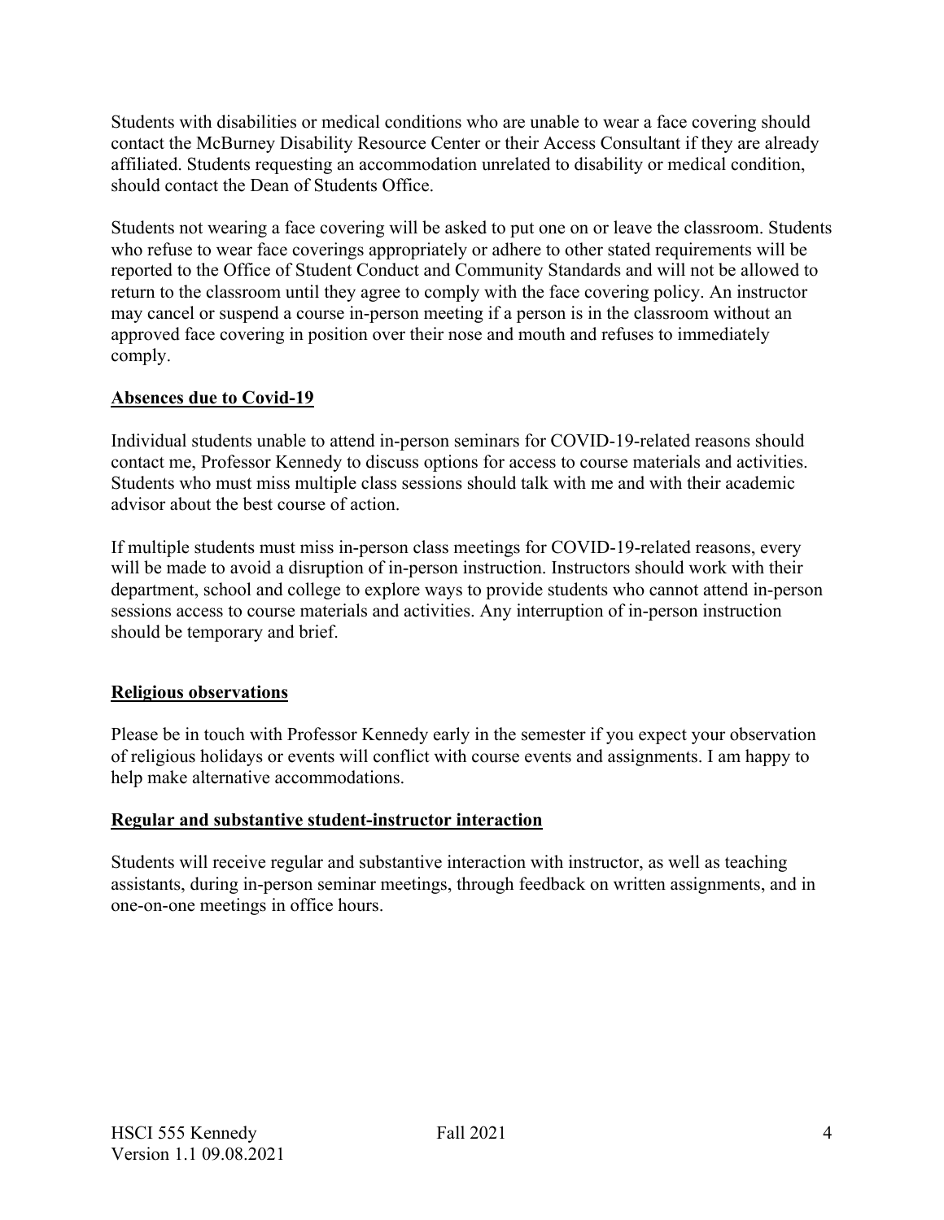Students with disabilities or medical conditions who are unable to wear a face covering should contact the McBurney Disability Resource Center or their Access Consultant if they are already affiliated. Students requesting an accommodation unrelated to disability or medical condition, should contact the Dean of Students Office.

Students not wearing a face covering will be asked to put one on or leave the classroom. Students who refuse to wear face coverings appropriately or adhere to other stated requirements will be reported to the Office of Student Conduct and Community Standards and will not be allowed to return to the classroom until they agree to comply with the face covering policy. An instructor may cancel or suspend a course in-person meeting if a person is in the classroom without an approved face covering in position over their nose and mouth and refuses to immediately comply.

**<u>Absences due to Covid-19</u>**

Individual students unable to attend in-person seminars for COVID-19-related reasons should contact me, Professor Kennedy to discuss options for access to course materials and activities. Students who must miss multiple class sessions should talk with me and with their academic advisor about the best course of action.

If multiple students must miss in-person class meetings for COVID-19-related reasons, every will be made to avoid a disruption of in-person instruction. Instructors should work with their department, school and college to explore ways to provide students who cannot attend in-person sessions access to course materials and activities. Any interruption of in-person instruction should be temporary and brief.

**<u>Religious observations</u>**

Please be in touch with Professor Kennedy early in the semester if you expect your observation of religious holidays or events will conflict with course events and assignments. I am happy to help make alternative accommodations.

**<u>Regular and substantive student-instructor interaction</u>**

Students will receive regular and substantive interaction with instructor, as well as teaching assistants, during in-person seminar meetings, through feedback on written assignments, and in one-on-one meetings in office hours.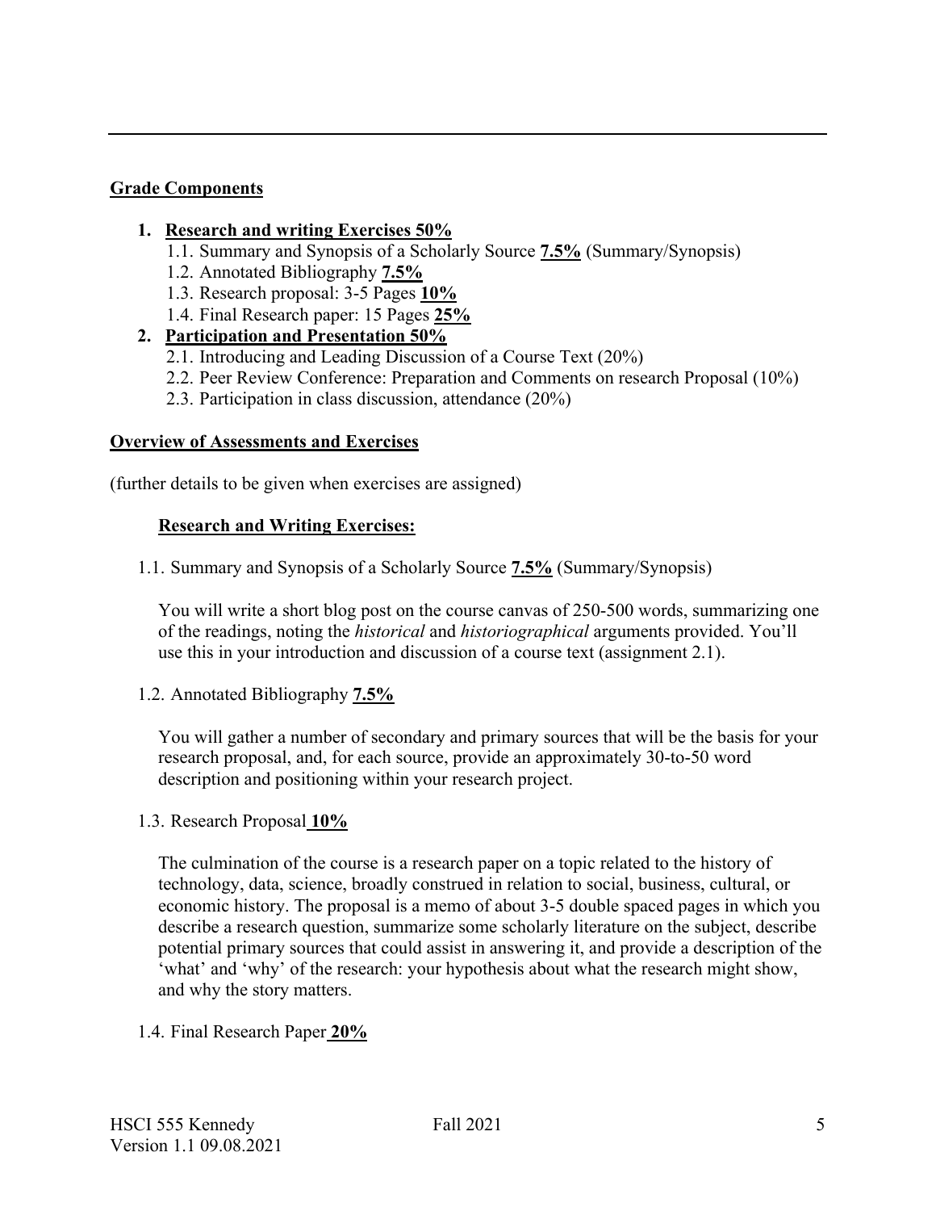## **Grade Components**

1. **Research and writing Exercises 50%**
   1.1. Summary and Synopsis of a Scholarly Source **7.5%** (Summary/Synopsis)
   1.2. Annotated Bibliography **7.5%**
   1.3. Research proposal: 3-5 Pages **10%**
   1.4. Final Research paper: 15 Pages **25%**
2. **Participation and Presentation 50%**
   2.1. Introducing and Leading Discussion of a Course Text (20%)
   2.2. Peer Review Conference: Preparation and Comments on research Proposal (10%)
   2.3. Participation in class discussion, attendance (20%)

## **Overview of Assessments and Exercises**

(further details to be given when exercises are assigned)

### **Research and Writing Exercises:**

1.1. Summary and Synopsis of a Scholarly Source **7.5%** (Summary/Synopsis)

You will write a short blog post on the course canvas of 250-500 words, summarizing one of the readings, noting the *historical* and *historiographical* arguments provided. You'll use this in your introduction and discussion of a course text (assignment 2.1).

1.2. Annotated Bibliography **7.5%**

You will gather a number of secondary and primary sources that will be the basis for your research proposal, and, for each source, provide an approximately 30-to-50 word description and positioning within your research project.

1.3. Research Proposal **10%**

The culmination of the course is a research paper on a topic related to the history of technology, data, science, broadly construed in relation to social, business, cultural, or economic history. The proposal is a memo of about 3-5 double spaced pages in which you describe a research question, summarize some scholarly literature on the subject, describe potential primary sources that could assist in answering it, and provide a description of the 'what' and 'why' of the research: your hypothesis about what the research might show, and why the story matters.

1.4. Final Research Paper **20%**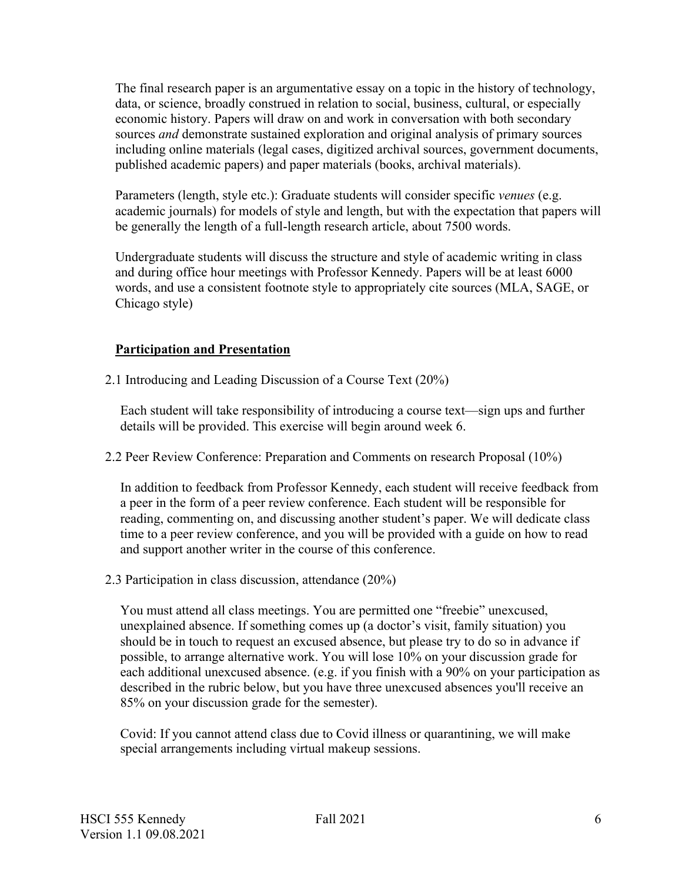The final research paper is an argumentative essay on a topic in the history of technology, data, or science, broadly construed in relation to social, business, cultural, or especially economic history. Papers will draw on and work in conversation with both secondary sources *and* demonstrate sustained exploration and original analysis of primary sources including online materials (legal cases, digitized archival sources, government documents, published academic papers) and paper materials (books, archival materials).

Parameters (length, style etc.): Graduate students will consider specific *venues* (e.g. academic journals) for models of style and length, but with the expectation that papers will be generally the length of a full-length research article, about 7500 words.

Undergraduate students will discuss the structure and style of academic writing in class and during office hour meetings with Professor Kennedy. Papers will be at least 6000 words, and use a consistent footnote style to appropriately cite sources (MLA, SAGE, or Chicago style)

## **Participation and Presentation**

2.1 Introducing and Leading Discussion of a Course Text (20%)

Each student will take responsibility of introducing a course text—sign ups and further details will be provided. This exercise will begin around week 6.

2.2 Peer Review Conference: Preparation and Comments on research Proposal (10%)

In addition to feedback from Professor Kennedy, each student will receive feedback from a peer in the form of a peer review conference. Each student will be responsible for reading, commenting on, and discussing another student's paper. We will dedicate class time to a peer review conference, and you will be provided with a guide on how to read and support another writer in the course of this conference.

2.3 Participation in class discussion, attendance (20%)

You must attend all class meetings. You are permitted one "freebie" unexcused, unexplained absence. If something comes up (a doctor's visit, family situation) you should be in touch to request an excused absence, but please try to do so in advance if possible, to arrange alternative work. You will lose 10% on your discussion grade for each additional unexcused absence. (e.g. if you finish with a 90% on your participation as described in the rubric below, but you have three unexcused absences you'll receive an 85% on your discussion grade for the semester).

Covid: If you cannot attend class due to Covid illness or quarantining, we will make special arrangements including virtual makeup sessions.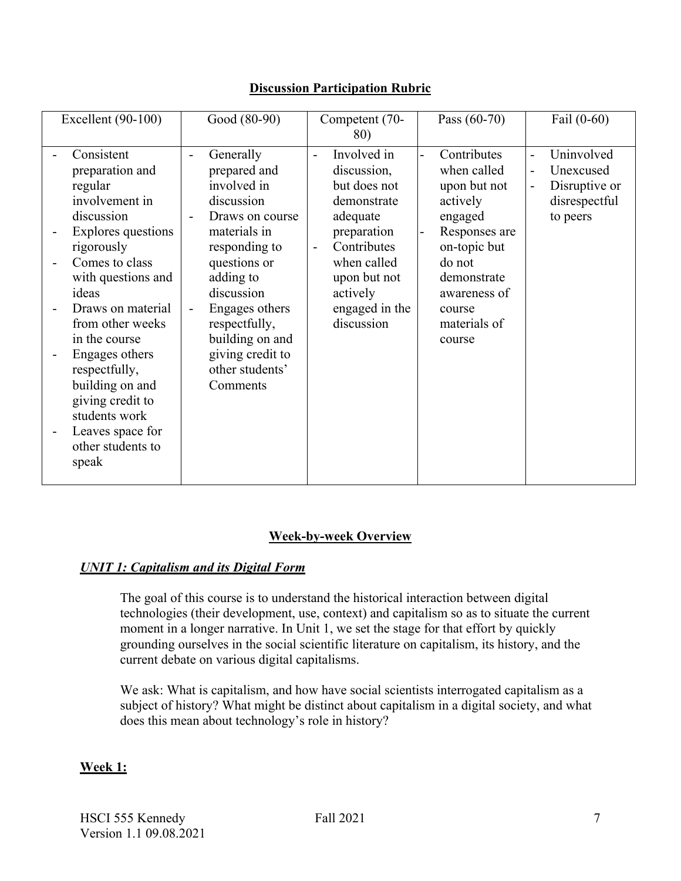## **Discussion Participation Rubric**

| Excellent (90-100) | Good (80-90) | Competent (70-80) | Pass (60-70) | Fail (0-60) |
|---|---|---|---|---|
| - Consistent preparation and regular involvement in discussion<br>- Explores questions rigorously<br>- Comes to class with questions and ideas<br>- Draws on material from other weeks in the course<br>- Engages others respectfully, building on and giving credit to students work<br>- Leaves space for other students to speak | - Generally prepared and involved in discussion<br>- Draws on course materials in responding to questions or adding to discussion<br>- Engages others respectfully, building on and giving credit to other students' Comments | - Involved in discussion, but does not demonstrate adequate preparation<br>- Contributes when called upon but not actively engaged in the discussion | - Contributes when called upon but not actively engaged<br>- Responses are on-topic but do not demonstrate awareness of course materials of course | - Uninvolved<br>- Unexcused<br>- Disruptive or disrespectful to peers |

## **Week-by-week Overview**

### ***UNIT 1: Capitalism and its Digital Form***

The goal of this course is to understand the historical interaction between digital technologies (their development, use, context) and capitalism so as to situate the current moment in a longer narrative. In Unit 1, we set the stage for that effort by quickly grounding ourselves in the social scientific literature on capitalism, its history, and the current debate on various digital capitalisms.

We ask: What is capitalism, and how have social scientists interrogated capitalism as a subject of history? What might be distinct about capitalism in a digital society, and what does this mean about technology's role in history?

### **Week 1:**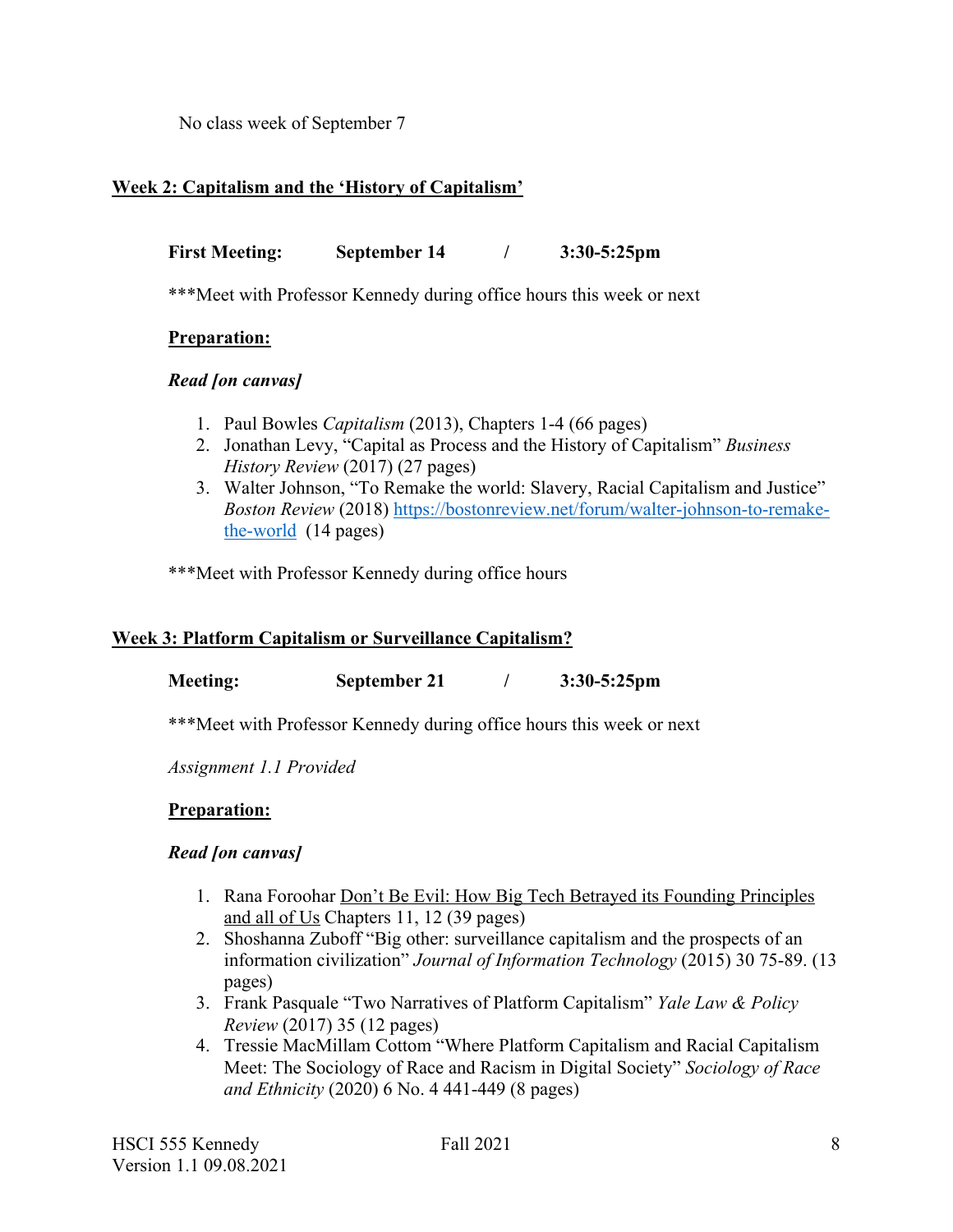No class week of September 7

## Week 2: Capitalism and the 'History of Capitalism'

**First Meeting: September 14 / 3:30-5:25pm**

***Meet with Professor Kennedy during office hours this week or next

**Preparation:**

***Read [on canvas]***

1. Paul Bowles *Capitalism* (2013), Chapters 1-4 (66 pages)
2. Jonathan Levy, "Capital as Process and the History of Capitalism" *Business History Review* (2017) (27 pages)
3. Walter Johnson, "To Remake the world: Slavery, Racial Capitalism and Justice" *Boston Review* (2018) [https://bostonreview.net/forum/walter-johnson-to-remake-the-world](https://bostonreview.net/forum/walter-johnson-to-remake-the-world) (14 pages)

***Meet with Professor Kennedy during office hours

## Week 3: Platform Capitalism or Surveillance Capitalism?

**Meeting: September 21 / 3:30-5:25pm**

***Meet with Professor Kennedy during office hours this week or next

*Assignment 1.1 Provided*

**Preparation:**

***Read [on canvas]***

1. Rana Foroohar Don't Be Evil: How Big Tech Betrayed its Founding Principles and all of Us Chapters 11, 12 (39 pages)
2. Shoshanna Zuboff "Big other: surveillance capitalism and the prospects of an information civilization" *Journal of Information Technology* (2015) 30 75-89. (13 pages)
3. Frank Pasquale "Two Narratives of Platform Capitalism" *Yale Law & Policy Review* (2017) 35 (12 pages)
4. Tressie MacMillam Cottom "Where Platform Capitalism and Racial Capitalism Meet: The Sociology of Race and Racism in Digital Society" *Sociology of Race and Ethnicity* (2020) 6 No. 4 441-449 (8 pages)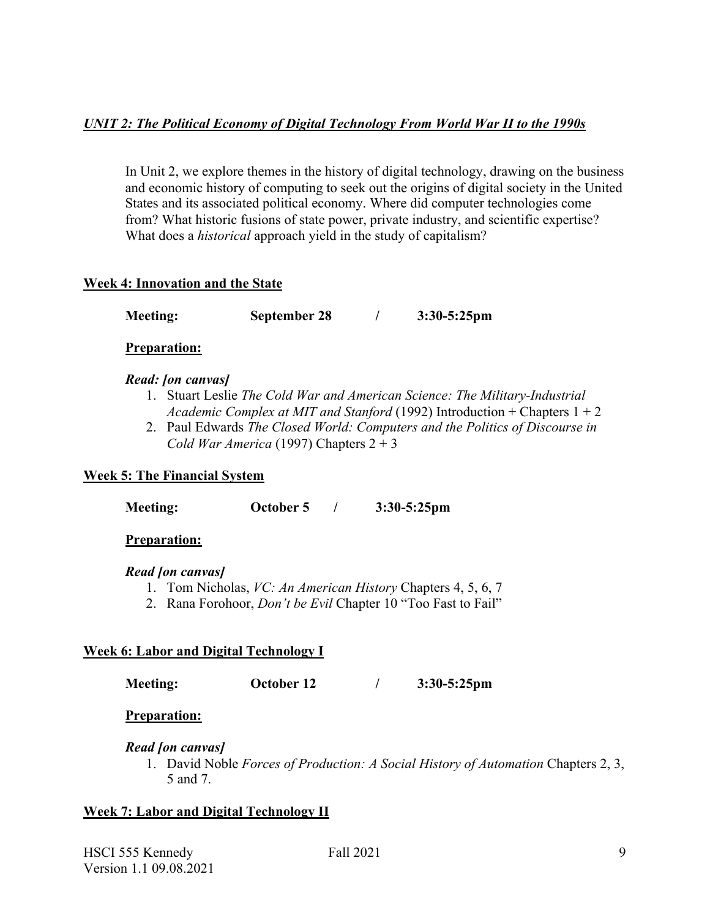***UNIT 2: The Political Economy of Digital Technology From World War II to the 1990s***

In Unit 2, we explore themes in the history of digital technology, drawing on the business and economic history of computing to seek out the origins of digital society in the United States and its associated political economy. Where did computer technologies come from? What historic fusions of state power, private industry, and scientific expertise? What does a *historical* approach yield in the study of capitalism?

## Week 4: Innovation and the State

**Meeting: September 28 / 3:30-5:25pm**

**Preparation:**

***Read: [on canvas]***

1. Stuart Leslie *The Cold War and American Science: The Military-Industrial Academic Complex at MIT and Stanford* (1992) Introduction + Chapters 1 + 2
2. Paul Edwards *The Closed World: Computers and the Politics of Discourse in Cold War America* (1997) Chapters 2 + 3

## Week 5: The Financial System

**Meeting: October 5 / 3:30-5:25pm**

**Preparation:**

***Read [on canvas]***

1. Tom Nicholas, *VC: An American History* Chapters 4, 5, 6, 7
2. Rana Forohoor, *Don't be Evil* Chapter 10 "Too Fast to Fail"

## Week 6: Labor and Digital Technology I

**Meeting: October 12 / 3:30-5:25pm**

**Preparation:**

***Read [on canvas]***

1. David Noble *Forces of Production: A Social History of Automation* Chapters 2, 3, 5 and 7.

## Week 7: Labor and Digital Technology II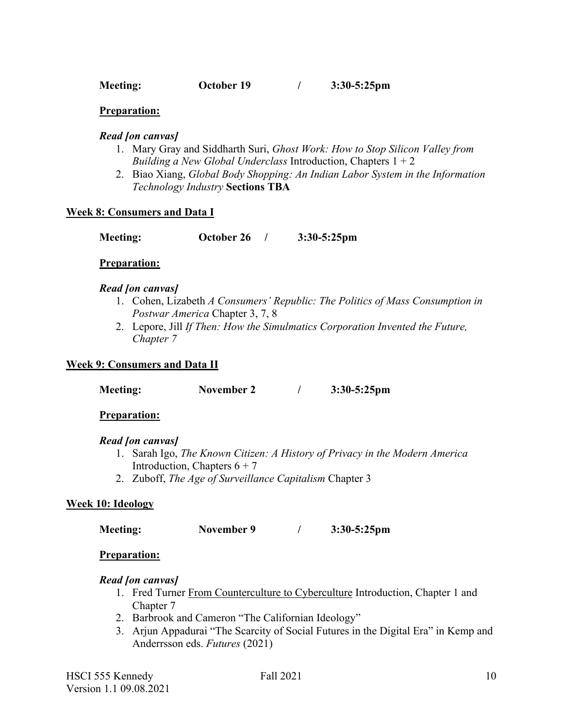**Meeting:** **October 19** **/** **3:30-5:25pm**

**Preparation:**

***Read [on canvas]***

1. Mary Gray and Siddharth Suri, *Ghost Work: How to Stop Silicon Valley from Building a New Global Underclass* Introduction, Chapters 1 + 2
2. Biao Xiang, *Global Body Shopping: An Indian Labor System in the Information Technology Industry* **Sections TBA**

**Week 8: Consumers and Data I**

**Meeting:** **October 26** **/** **3:30-5:25pm**

**Preparation:**

***Read [on canvas]***

1. Cohen, Lizabeth *A Consumers' Republic: The Politics of Mass Consumption in Postwar America* Chapter 3, 7, 8
2. Lepore, Jill *If Then: How the Simulmatics Corporation Invented the Future, Chapter 7*

**Week 9: Consumers and Data II**

**Meeting:** **November 2** **/** **3:30-5:25pm**

**Preparation:**

***Read [on canvas]***

1. Sarah Igo, *The Known Citizen: A History of Privacy in the Modern America* Introduction, Chapters 6 + 7
2. Zuboff, *The Age of Surveillance Capitalism* Chapter 3

**Week 10: Ideology**

**Meeting:** **November 9** **/** **3:30-5:25pm**

**Preparation:**

***Read [on canvas]***

1. Fred Turner From Counterculture to Cyberculture Introduction, Chapter 1 and Chapter 7
2. Barbrook and Cameron "The Californian Ideology"
3. Arjun Appadurai "The Scarcity of Social Futures in the Digital Era" in Kemp and Anderrsson eds. *Futures* (2021)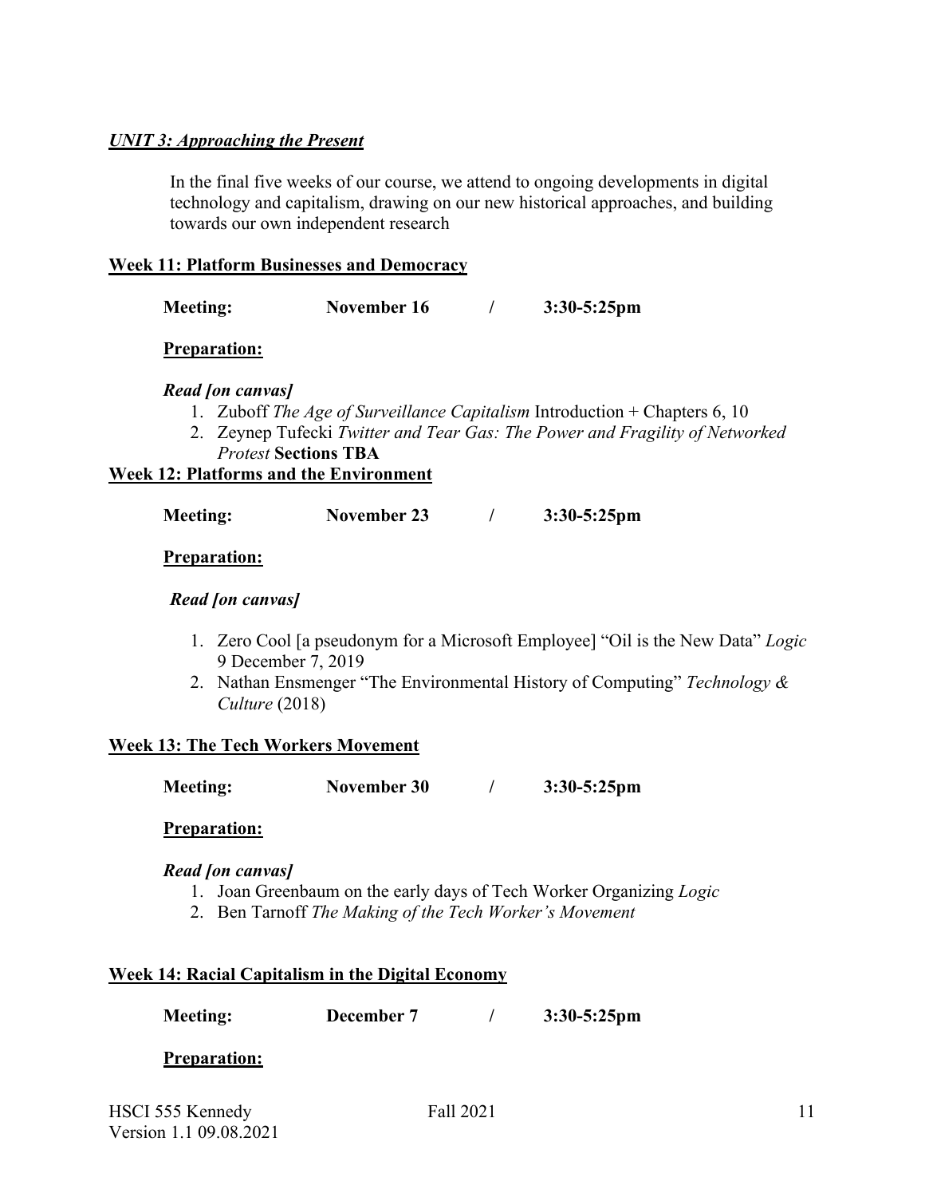***UNIT 3: Approaching the Present***

In the final five weeks of our course, we attend to ongoing developments in digital technology and capitalism, drawing on our new historical approaches, and building towards our own independent research

**Week 11: Platform Businesses and Democracy**

**Meeting:** **November 16** **/** **3:30-5:25pm**

**Preparation:**

***Read [on canvas]***

1. Zuboff *The Age of Surveillance Capitalism* Introduction + Chapters 6, 10
2. Zeynep Tufecki *Twitter and Tear Gas: The Power and Fragility of Networked Protest* **Sections TBA**

**Week 12: Platforms and the Environment**

**Meeting:** **November 23** **/** **3:30-5:25pm**

**Preparation:**

***Read [on canvas]***

1. Zero Cool [a pseudonym for a Microsoft Employee] "Oil is the New Data" *Logic* 9 December 7, 2019
2. Nathan Ensmenger "The Environmental History of Computing" *Technology & Culture* (2018)

**Week 13: The Tech Workers Movement**

**Meeting:** **November 30** **/** **3:30-5:25pm**

**Preparation:**

***Read [on canvas]***

1. Joan Greenbaum on the early days of Tech Worker Organizing *Logic*
2. Ben Tarnoff *The Making of the Tech Worker's Movement*

**Week 14: Racial Capitalism in the Digital Economy**

**Meeting:** **December 7** **/** **3:30-5:25pm**

**Preparation:**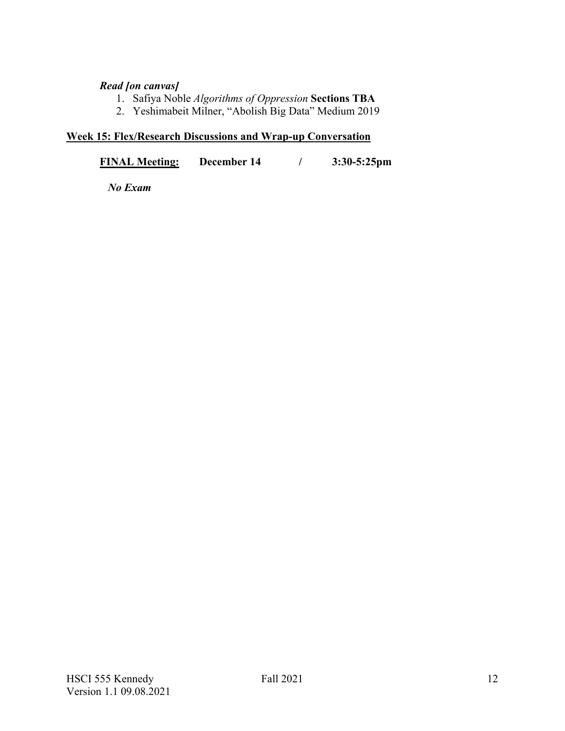***Read [on canvas]***

1. Safiya Noble *Algorithms of Oppression* **Sections TBA**
2. Yeshimabeit Milner, "Abolish Big Data" Medium 2019

**Week 15: Flex/Research Discussions and Wrap-up Conversation**

**FINAL Meeting:** **December 14 / 3:30-5:25pm**

***No Exam***